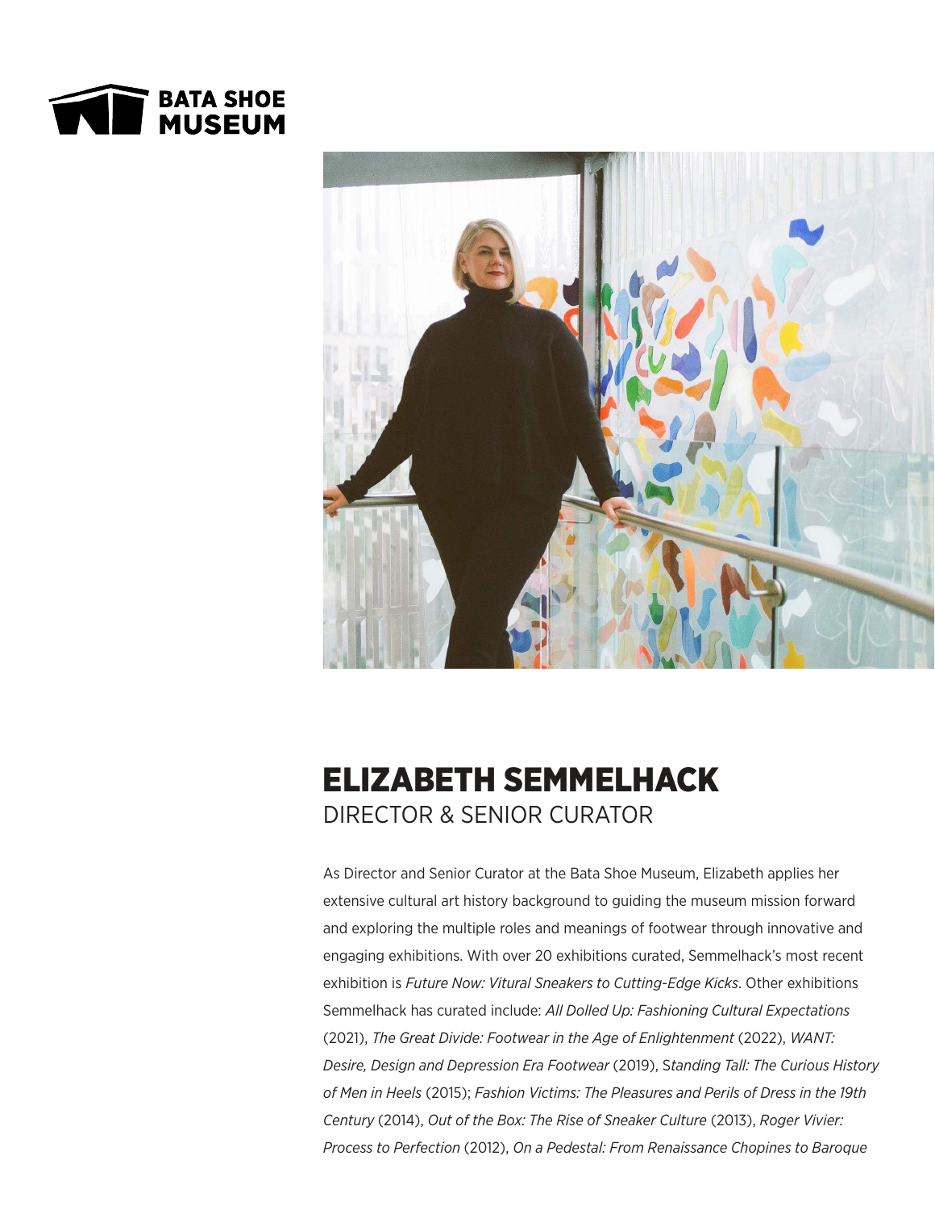BATA SHOE MUSEUM

# ELIZABETH SEMMELHACK

## DIRECTOR & SENIOR CURATOR

As Director and Senior Curator at the Bata Shoe Museum, Elizabeth applies her extensive cultural art history background to guiding the museum mission forward and exploring the multiple roles and meanings of footwear through innovative and engaging exhibitions. With over 20 exhibitions curated, Semmelhack's most recent exhibition is *Future Now: Vitural Sneakers to Cutting-Edge Kicks*. Other exhibitions Semmelhack has curated include: *All Dolled Up: Fashioning Cultural Expectations* (2021), *The Great Divide: Footwear in the Age of Enlightenment* (2022), *WANT: Desire, Design and Depression Era Footwear* (2019), *Standing Tall: The Curious History of Men in Heels* (2015); *Fashion Victims: The Pleasures and Perils of Dress in the 19th Century* (2014), *Out of the Box: The Rise of Sneaker Culture* (2013), *Roger Vivier: Process to Perfection* (2012), *On a Pedestal: From Renaissance Chopines to Baroque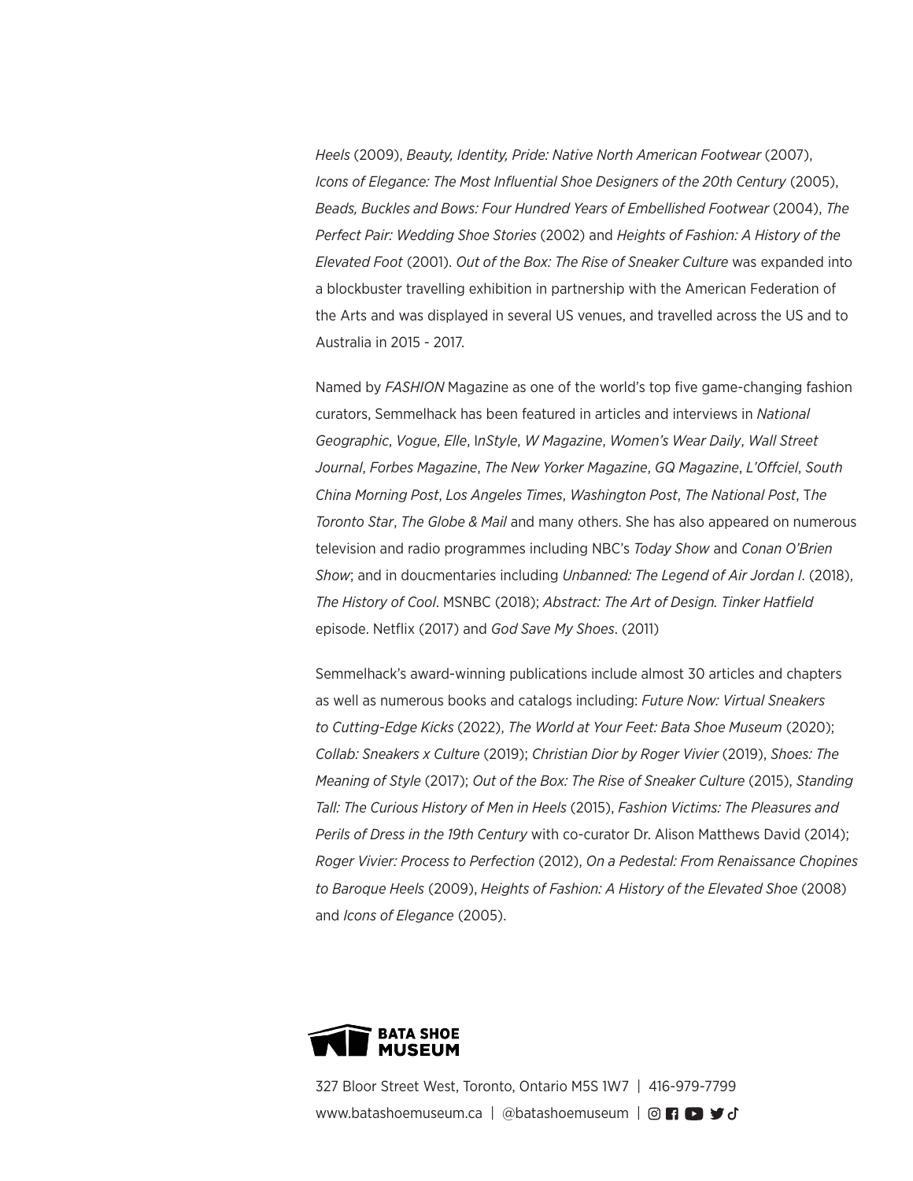*Heels* (2009), *Beauty, Identity, Pride: Native North American Footwear* (2007), *Icons of Elegance: The Most Influential Shoe Designers of the 20th Century* (2005), *Beads, Buckles and Bows: Four Hundred Years of Embellished Footwear* (2004), *The Perfect Pair: Wedding Shoe Stories* (2002) and *Heights of Fashion: A History of the Elevated Foot* (2001). *Out of the Box: The Rise of Sneaker Culture* was expanded into a blockbuster travelling exhibition in partnership with the American Federation of the Arts and was displayed in several US venues, and travelled across the US and to Australia in 2015 - 2017.

Named by *FASHION* Magazine as one of the world's top five game-changing fashion curators, Semmelhack has been featured in articles and interviews in *National Geographic*, *Vogue*, *Elle*, I*nStyle*, *W Magazine*, *Women's Wear Daily*, *Wall Street Journal*, *Forbes Magazine*, *The New Yorker Magazine*, *GQ Magazine*, *L'Offciel*, *South China Morning Post*, *Los Angeles Times*, *Washington Post*, *The National Post*, T*he Toronto Star*, *The Globe & Mail* and many others. She has also appeared on numerous television and radio programmes including NBC's *Today Show* and *Conan O'Brien Show*; and in doucmentaries including *Unbanned: The Legend of Air Jordan I*. (2018), *The History of Cool*. MSNBC (2018); *Abstract: The Art of Design. Tinker Hatfield* episode. Netflix (2017) and *God Save My Shoes*. (2011)

Semmelhack's award-winning publications include almost 30 articles and chapters as well as numerous books and catalogs including: *Future Now: Virtual Sneakers to Cutting-Edge Kicks* (2022), *The World at Your Feet: Bata Shoe Museum* (2020); *Collab: Sneakers x Culture* (2019); *Christian Dior by Roger Vivier* (2019), *Shoes: The Meaning of Style* (2017); *Out of the Box: The Rise of Sneaker Culture* (2015), *Standing Tall: The Curious History of Men in Heels* (2015), *Fashion Victims: The Pleasures and Perils of Dress in the 19th Century* with co-curator Dr. Alison Matthews David (2014); *Roger Vivier: Process to Perfection* (2012), *On a Pedestal: From Renaissance Chopines to Baroque Heels* (2009), *Heights of Fashion: A History of the Elevated Shoe* (2008) and *Icons of Elegance* (2005).

**BATA SHOE MUSEUM**

327 Bloor Street West, Toronto, Ontario M5S 1W7 | 416-979-7799

www.batashoemuseum.ca | @batashoemuseum |